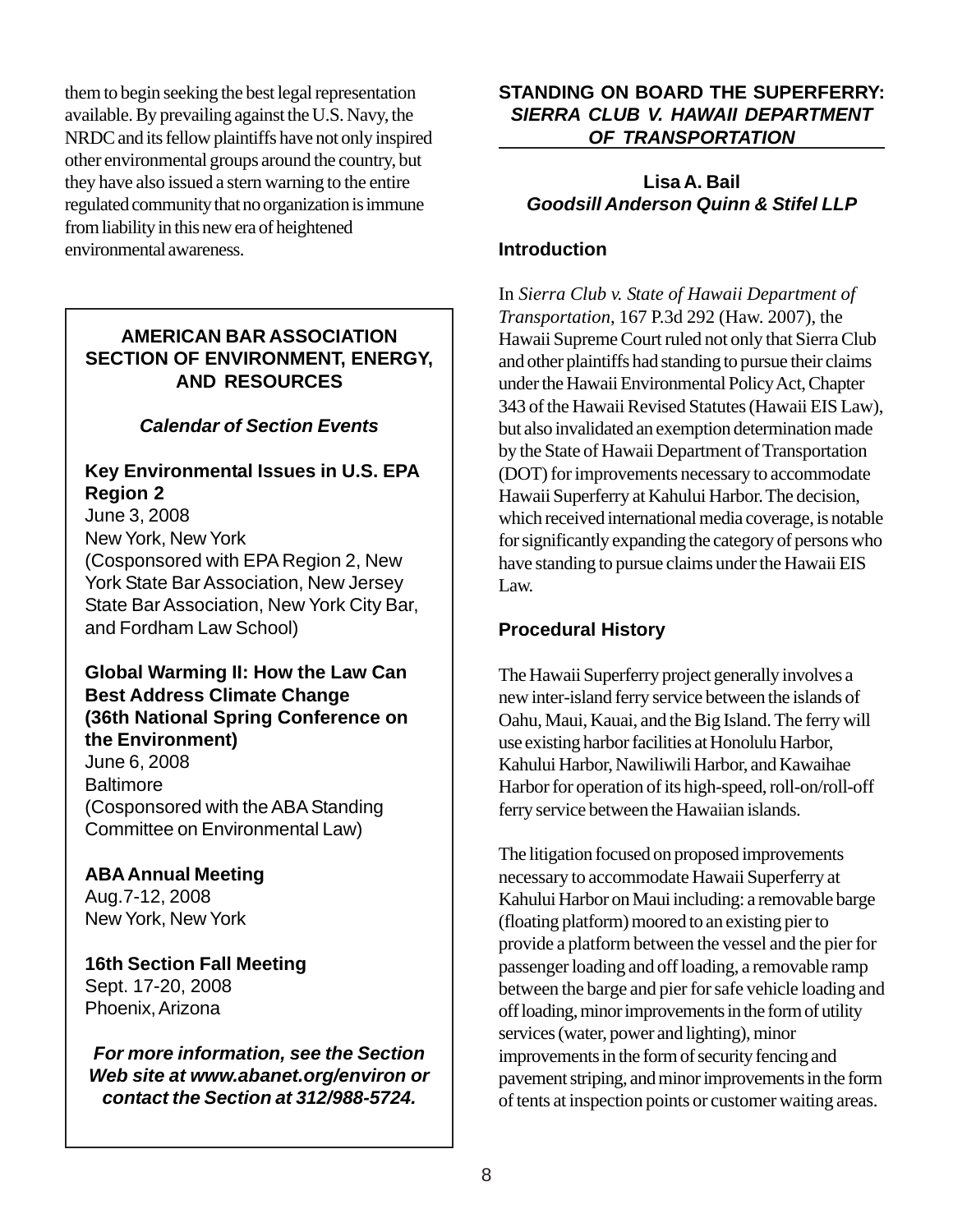them to begin seeking the best legal representation available. By prevailing against the U.S. Navy, the NRDC and its fellow plaintiffs have not only inspired other environmental groups around the country, but they have also issued a stern warning to the entire regulated community that no organization is immune from liability in this new era of heightened environmental awareness.

**AMERICAN BAR ASSOCIATION SECTION OF ENVIRONMENT, ENERGY, AND RESOURCES**

***Calendar of Section Events***

**Key Environmental Issues in U.S. EPA Region 2**
June 3, 2008
New York, New York
(Cosponsored with EPA Region 2, New York State Bar Association, New Jersey State Bar Association, New York City Bar, and Fordham Law School)

**Global Warming II: How the Law Can Best Address Climate Change (36th National Spring Conference on the Environment)**
June 6, 2008
Baltimore
(Cosponsored with the ABA Standing Committee on Environmental Law)

**ABA Annual Meeting**
Aug.7-12, 2008
New York, New York

**16th Section Fall Meeting**
Sept. 17-20, 2008
Phoenix, Arizona

***For more information, see the Section Web site at www.abanet.org/environ or contact the Section at 312/988-5724.***

## STANDING ON BOARD THE SUPERFERRY: *SIERRA CLUB V. HAWAII DEPARTMENT OF TRANSPORTATION*

**Lisa A. Bail**
***Goodsill Anderson Quinn & Stifel LLP***

### Introduction

In *Sierra Club v. State of Hawaii Department of Transportation*, 167 P.3d 292 (Haw. 2007), the Hawaii Supreme Court ruled not only that Sierra Club and other plaintiffs had standing to pursue their claims under the Hawaii Environmental Policy Act, Chapter 343 of the Hawaii Revised Statutes (Hawaii EIS Law), but also invalidated an exemption determination made by the State of Hawaii Department of Transportation (DOT) for improvements necessary to accommodate Hawaii Superferry at Kahului Harbor. The decision, which received international media coverage, is notable for significantly expanding the category of persons who have standing to pursue claims under the Hawaii EIS Law.

### Procedural History

The Hawaii Superferry project generally involves a new inter-island ferry service between the islands of Oahu, Maui, Kauai, and the Big Island. The ferry will use existing harbor facilities at Honolulu Harbor, Kahului Harbor, Nawiliwili Harbor, and Kawaihae Harbor for operation of its high-speed, roll-on/roll-off ferry service between the Hawaiian islands.

The litigation focused on proposed improvements necessary to accommodate Hawaii Superferry at Kahului Harbor on Maui including: a removable barge (floating platform) moored to an existing pier to provide a platform between the vessel and the pier for passenger loading and off loading, a removable ramp between the barge and pier for safe vehicle loading and off loading, minor improvements in the form of utility services (water, power and lighting), minor improvements in the form of security fencing and pavement striping, and minor improvements in the form of tents at inspection points or customer waiting areas.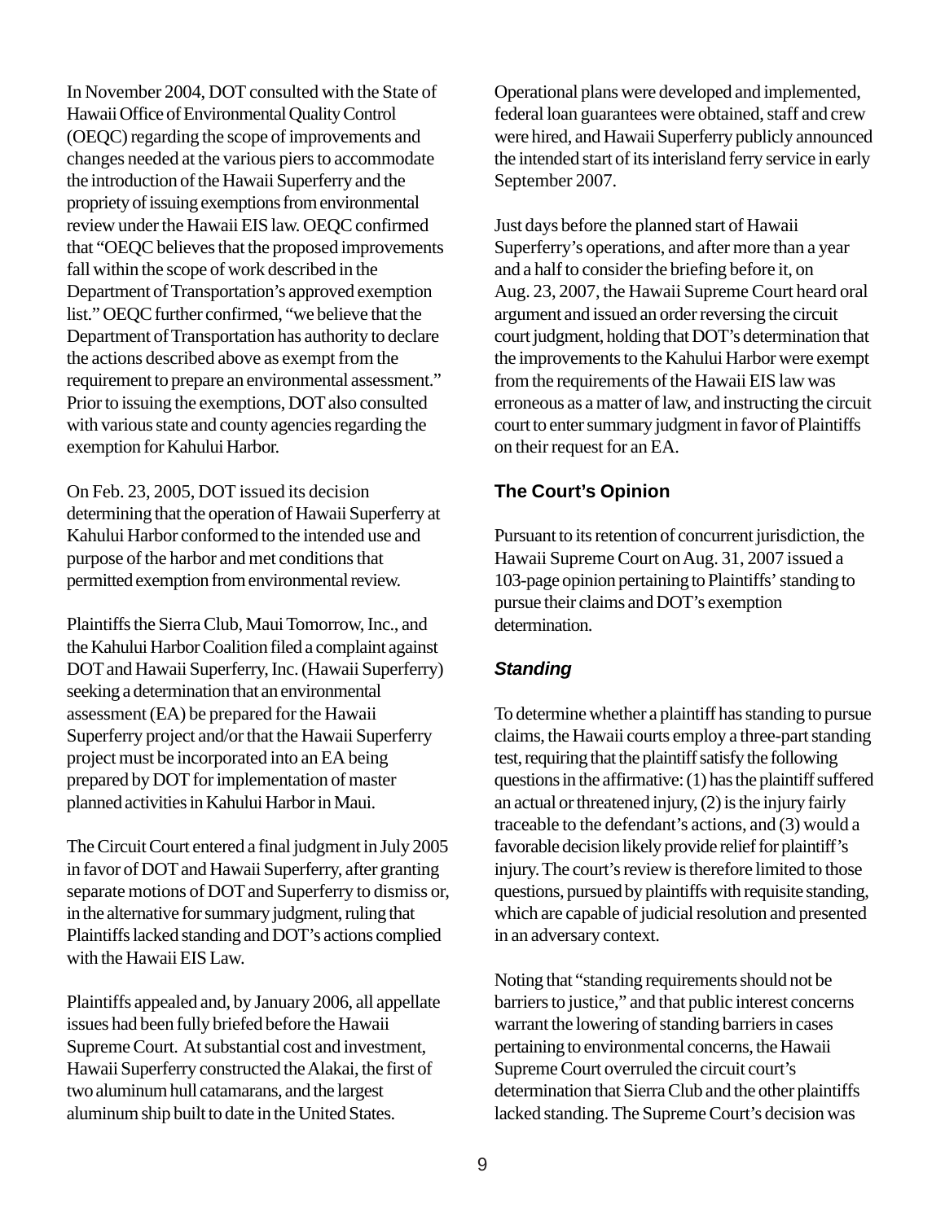In November 2004, DOT consulted with the State of Hawaii Office of Environmental Quality Control (OEQC) regarding the scope of improvements and changes needed at the various piers to accommodate the introduction of the Hawaii Superferry and the propriety of issuing exemptions from environmental review under the Hawaii EIS law. OEQC confirmed that "OEQC believes that the proposed improvements fall within the scope of work described in the Department of Transportation's approved exemption list." OEQC further confirmed, "we believe that the Department of Transportation has authority to declare the actions described above as exempt from the requirement to prepare an environmental assessment." Prior to issuing the exemptions, DOT also consulted with various state and county agencies regarding the exemption for Kahului Harbor.

On Feb. 23, 2005, DOT issued its decision determining that the operation of Hawaii Superferry at Kahului Harbor conformed to the intended use and purpose of the harbor and met conditions that permitted exemption from environmental review.

Plaintiffs the Sierra Club, Maui Tomorrow, Inc., and the Kahului Harbor Coalition filed a complaint against DOT and Hawaii Superferry, Inc. (Hawaii Superferry) seeking a determination that an environmental assessment (EA) be prepared for the Hawaii Superferry project and/or that the Hawaii Superferry project must be incorporated into an EA being prepared by DOT for implementation of master planned activities in Kahului Harbor in Maui.

The Circuit Court entered a final judgment in July 2005 in favor of DOT and Hawaii Superferry, after granting separate motions of DOT and Superferry to dismiss or, in the alternative for summary judgment, ruling that Plaintiffs lacked standing and DOT's actions complied with the Hawaii EIS Law.

Plaintiffs appealed and, by January 2006, all appellate issues had been fully briefed before the Hawaii Supreme Court. At substantial cost and investment, Hawaii Superferry constructed the Alakai, the first of two aluminum hull catamarans, and the largest aluminum ship built to date in the United States. Operational plans were developed and implemented, federal loan guarantees were obtained, staff and crew were hired, and Hawaii Superferry publicly announced the intended start of its interisland ferry service in early September 2007.

Just days before the planned start of Hawaii Superferry's operations, and after more than a year and a half to consider the briefing before it, on Aug. 23, 2007, the Hawaii Supreme Court heard oral argument and issued an order reversing the circuit court judgment, holding that DOT's determination that the improvements to the Kahului Harbor were exempt from the requirements of the Hawaii EIS law was erroneous as a matter of law, and instructing the circuit court to enter summary judgment in favor of Plaintiffs on their request for an EA.

## The Court's Opinion

Pursuant to its retention of concurrent jurisdiction, the Hawaii Supreme Court on Aug. 31, 2007 issued a 103-page opinion pertaining to Plaintiffs' standing to pursue their claims and DOT's exemption determination.

### *Standing*

To determine whether a plaintiff has standing to pursue claims, the Hawaii courts employ a three-part standing test, requiring that the plaintiff satisfy the following questions in the affirmative: (1) has the plaintiff suffered an actual or threatened injury, (2) is the injury fairly traceable to the defendant's actions, and (3) would a favorable decision likely provide relief for plaintiff's injury. The court's review is therefore limited to those questions, pursued by plaintiffs with requisite standing, which are capable of judicial resolution and presented in an adversary context.

Noting that "standing requirements should not be barriers to justice," and that public interest concerns warrant the lowering of standing barriers in cases pertaining to environmental concerns, the Hawaii Supreme Court overruled the circuit court's determination that Sierra Club and the other plaintiffs lacked standing. The Supreme Court's decision was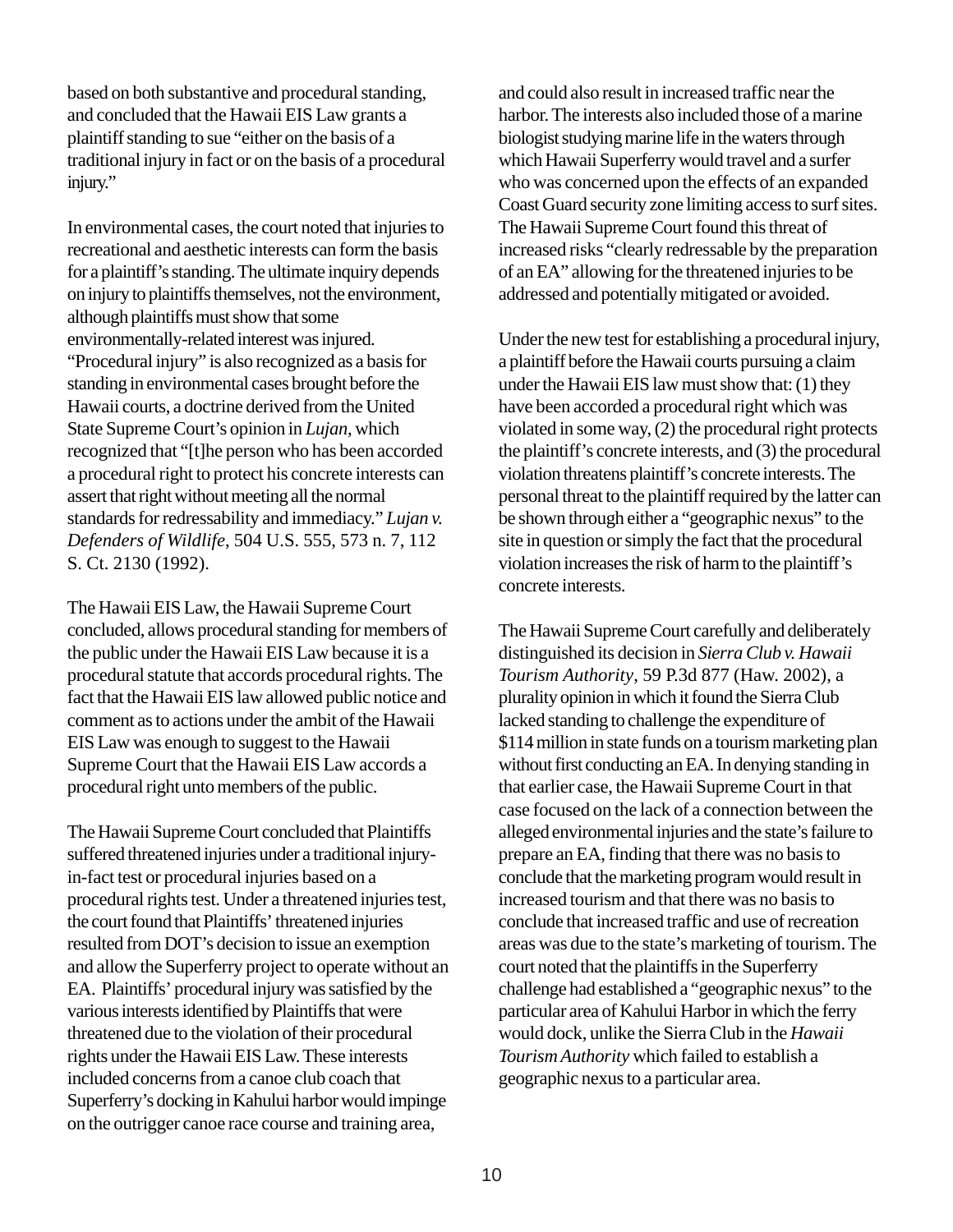based on both substantive and procedural standing, and concluded that the Hawaii EIS Law grants a plaintiff standing to sue "either on the basis of a traditional injury in fact or on the basis of a procedural injury."

In environmental cases, the court noted that injuries to recreational and aesthetic interests can form the basis for a plaintiff's standing. The ultimate inquiry depends on injury to plaintiffs themselves, not the environment, although plaintiffs must show that some environmentally-related interest was injured. "Procedural injury" is also recognized as a basis for standing in environmental cases brought before the Hawaii courts, a doctrine derived from the United State Supreme Court's opinion in *Lujan*, which recognized that "[t]he person who has been accorded a procedural right to protect his concrete interests can assert that right without meeting all the normal standards for redressability and immediacy." *Lujan v. Defenders of Wildlife*, 504 U.S. 555, 573 n. 7, 112 S. Ct. 2130 (1992).

The Hawaii EIS Law, the Hawaii Supreme Court concluded, allows procedural standing for members of the public under the Hawaii EIS Law because it is a procedural statute that accords procedural rights. The fact that the Hawaii EIS law allowed public notice and comment as to actions under the ambit of the Hawaii EIS Law was enough to suggest to the Hawaii Supreme Court that the Hawaii EIS Law accords a procedural right unto members of the public.

The Hawaii Supreme Court concluded that Plaintiffs suffered threatened injuries under a traditional injury-in-fact test or procedural injuries based on a procedural rights test. Under a threatened injuries test, the court found that Plaintiffs' threatened injuries resulted from DOT's decision to issue an exemption and allow the Superferry project to operate without an EA. Plaintiffs' procedural injury was satisfied by the various interests identified by Plaintiffs that were threatened due to the violation of their procedural rights under the Hawaii EIS Law. These interests included concerns from a canoe club coach that Superferry's docking in Kahului harbor would impinge on the outrigger canoe race course and training area, and could also result in increased traffic near the harbor. The interests also included those of a marine biologist studying marine life in the waters through which Hawaii Superferry would travel and a surfer who was concerned upon the effects of an expanded Coast Guard security zone limiting access to surf sites. The Hawaii Supreme Court found this threat of increased risks "clearly redressable by the preparation of an EA" allowing for the threatened injuries to be addressed and potentially mitigated or avoided.

Under the new test for establishing a procedural injury, a plaintiff before the Hawaii courts pursuing a claim under the Hawaii EIS law must show that: (1) they have been accorded a procedural right which was violated in some way, (2) the procedural right protects the plaintiff's concrete interests, and (3) the procedural violation threatens plaintiff's concrete interests. The personal threat to the plaintiff required by the latter can be shown through either a "geographic nexus" to the site in question or simply the fact that the procedural violation increases the risk of harm to the plaintiff's concrete interests.

The Hawaii Supreme Court carefully and deliberately distinguished its decision in *Sierra Club v. Hawaii Tourism Authority*, 59 P.3d 877 (Haw. 2002), a plurality opinion in which it found the Sierra Club lacked standing to challenge the expenditure of $114 million in state funds on a tourism marketing plan without first conducting an EA. In denying standing in that earlier case, the Hawaii Supreme Court in that case focused on the lack of a connection between the alleged environmental injuries and the state's failure to prepare an EA, finding that there was no basis to conclude that the marketing program would result in increased tourism and that there was no basis to conclude that increased traffic and use of recreation areas was due to the state's marketing of tourism. The court noted that the plaintiffs in the Superferry challenge had established a "geographic nexus" to the particular area of Kahului Harbor in which the ferry would dock, unlike the Sierra Club in the *Hawaii Tourism Authority* which failed to establish a geographic nexus to a particular area.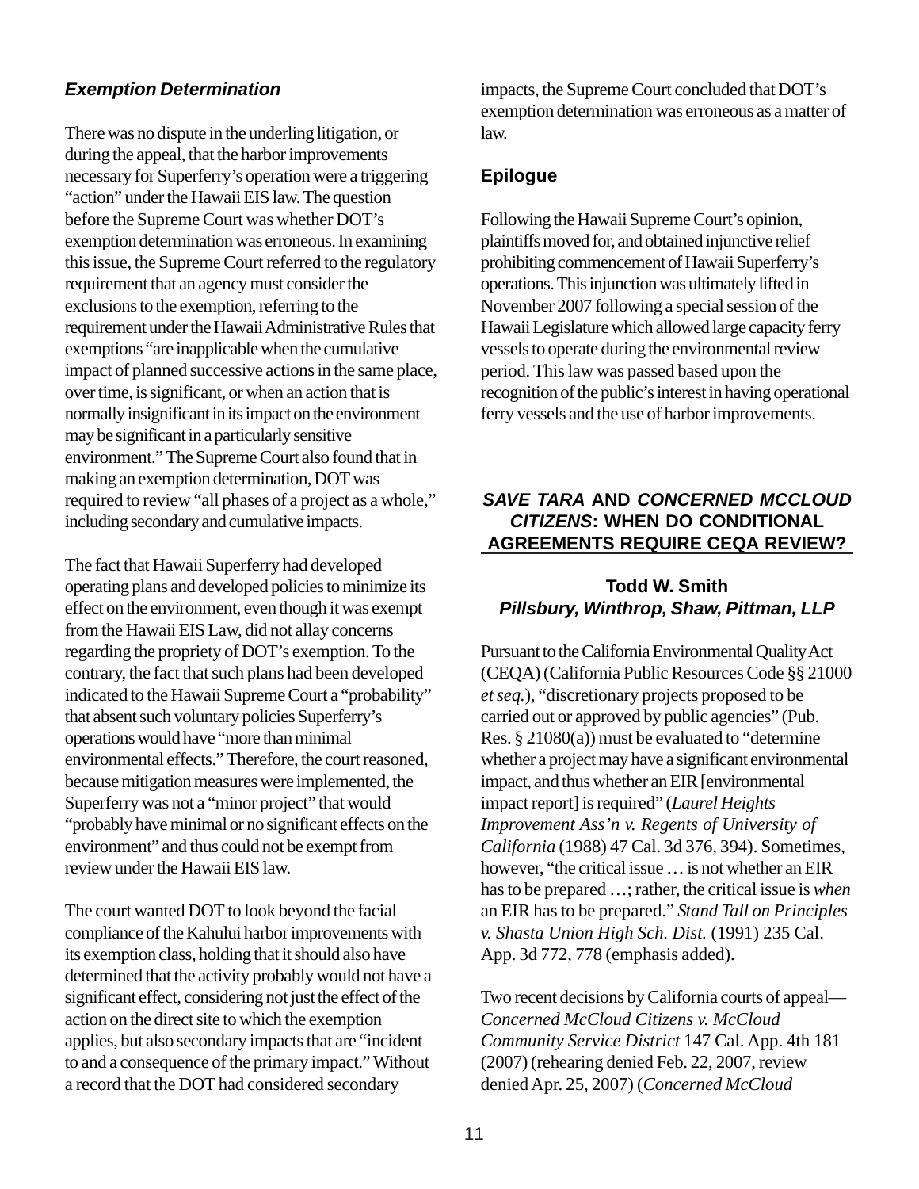### *Exemption Determination*

There was no dispute in the underling litigation, or during the appeal, that the harbor improvements necessary for Superferry's operation were a triggering "action" under the Hawaii EIS law. The question before the Supreme Court was whether DOT's exemption determination was erroneous. In examining this issue, the Supreme Court referred to the regulatory requirement that an agency must consider the exclusions to the exemption, referring to the requirement under the Hawaii Administrative Rules that exemptions "are inapplicable when the cumulative impact of planned successive actions in the same place, over time, is significant, or when an action that is normally insignificant in its impact on the environment may be significant in a particularly sensitive environment." The Supreme Court also found that in making an exemption determination, DOT was required to review "all phases of a project as a whole," including secondary and cumulative impacts.

The fact that Hawaii Superferry had developed operating plans and developed policies to minimize its effect on the environment, even though it was exempt from the Hawaii EIS Law, did not allay concerns regarding the propriety of DOT's exemption. To the contrary, the fact that such plans had been developed indicated to the Hawaii Supreme Court a "probability" that absent such voluntary policies Superferry's operations would have "more than minimal environmental effects." Therefore, the court reasoned, because mitigation measures were implemented, the Superferry was not a "minor project" that would "probably have minimal or no significant effects on the environment" and thus could not be exempt from review under the Hawaii EIS law.

The court wanted DOT to look beyond the facial compliance of the Kahului harbor improvements with its exemption class, holding that it should also have determined that the activity probably would not have a significant effect, considering not just the effect of the action on the direct site to which the exemption applies, but also secondary impacts that are "incident to and a consequence of the primary impact." Without a record that the DOT had considered secondary impacts, the Supreme Court concluded that DOT's exemption determination was erroneous as a matter of law.

### Epilogue

Following the Hawaii Supreme Court's opinion, plaintiffs moved for, and obtained injunctive relief prohibiting commencement of Hawaii Superferry's operations. This injunction was ultimately lifted in November 2007 following a special session of the Hawaii Legislature which allowed large capacity ferry vessels to operate during the environmental review period. This law was passed based upon the recognition of the public's interest in having operational ferry vessels and the use of harbor improvements.

## *SAVE TARA* AND *CONCERNED MCCLOUD CITIZENS*: WHEN DO CONDITIONAL AGREEMENTS REQUIRE CEQA REVIEW?

**Todd W. Smith**
***Pillsbury, Winthrop, Shaw, Pittman, LLP***

Pursuant to the California Environmental Quality Act (CEQA) (California Public Resources Code §§ 21000 *et seq.*), "discretionary projects proposed to be carried out or approved by public agencies" (Pub. Res. § 21080(a)) must be evaluated to "determine whether a project may have a significant environmental impact, and thus whether an EIR [environmental impact report] is required" (*Laurel Heights Improvement Ass'n v. Regents of University of California* (1988) 47 Cal. 3d 376, 394). Sometimes, however, "the critical issue … is not whether an EIR has to be prepared …; rather, the critical issue is *when* an EIR has to be prepared." *Stand Tall on Principles v. Shasta Union High Sch. Dist.* (1991) 235 Cal. App. 3d 772, 778 (emphasis added).

Two recent decisions by California courts of appeal—*Concerned McCloud Citizens v. McCloud Community Service District* 147 Cal. App. 4th 181 (2007) (rehearing denied Feb. 22, 2007, review denied Apr. 25, 2007) (*Concerned McCloud*